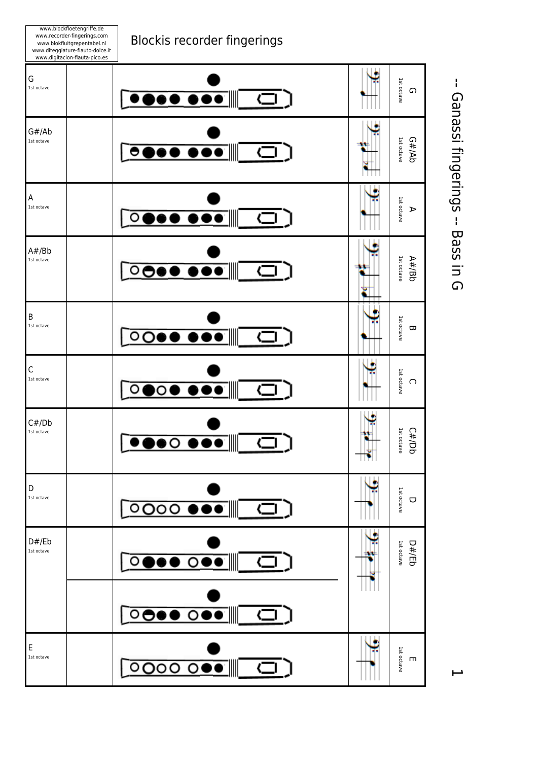www.blockfloetengriffe.de
www.recorder-fingerings.com
www.blokfluitgrepentabel.nl
www.diteggiature-flauto-dolce.it
www.digitacion-flauta-pico.es

# Blockis recorder fingerings

-- Ganassi fingerings -- Bass in G

| Note | | Fingering | | |
|---|---|---|---|---|
| G<br>1st octave | | | | G<br>1st octave |
| G#/Ab<br>1st octave | | | | G#/Ab<br>1st octave |
| A<br>1st octave | | | | A<br>1st octave |
| A#/Bb<br>1st octave | | | | A#/Bb<br>1st octave |
| B<br>1st octave | | | | B<br>1st octave |
| C<br>1st octave | | | | C<br>1st octave |
| C#/Db<br>1st octave | | | | C#/Db<br>1st octave |
| D<br>1st octave | | | | D<br>1st octave |
| D#/Eb<br>1st octave | | | | D#/Eb<br>1st octave |
| | | | | |
| E<br>1st octave | | | | E<br>1st octave |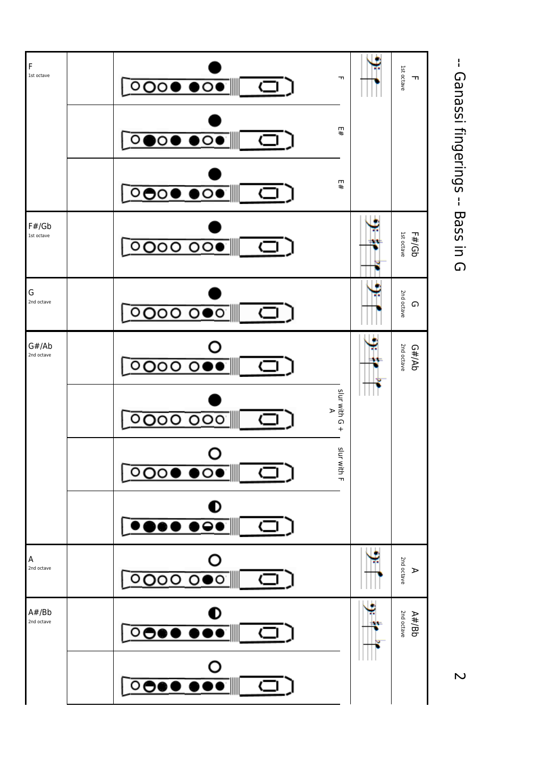# -- Ganassi fingerings -- Bass in G

| Note | | Fingering | Notes | Staff | Note |
|---|---|---|---|---|---|
| F<br>1st octave | | | F | | F<br>1st octave |
| | | | E# | | |
| | | | E# | | |
| F#/Gb<br>1st octave | | | | | F#/Gb<br>1st octave |
| G<br>2nd octave | | | | | G<br>2nd octave |
| G#/Ab<br>2nd octave | | | | | G#/Ab<br>2nd octave |
| | | | slur with G + A | | |
| | | | slur with F | | |
| | | | | | |
| A<br>2nd octave | | | | | A<br>2nd octave |
| A#/Bb<br>2nd octave | | | | | A#/Bb<br>2nd octave |
| | | | | | |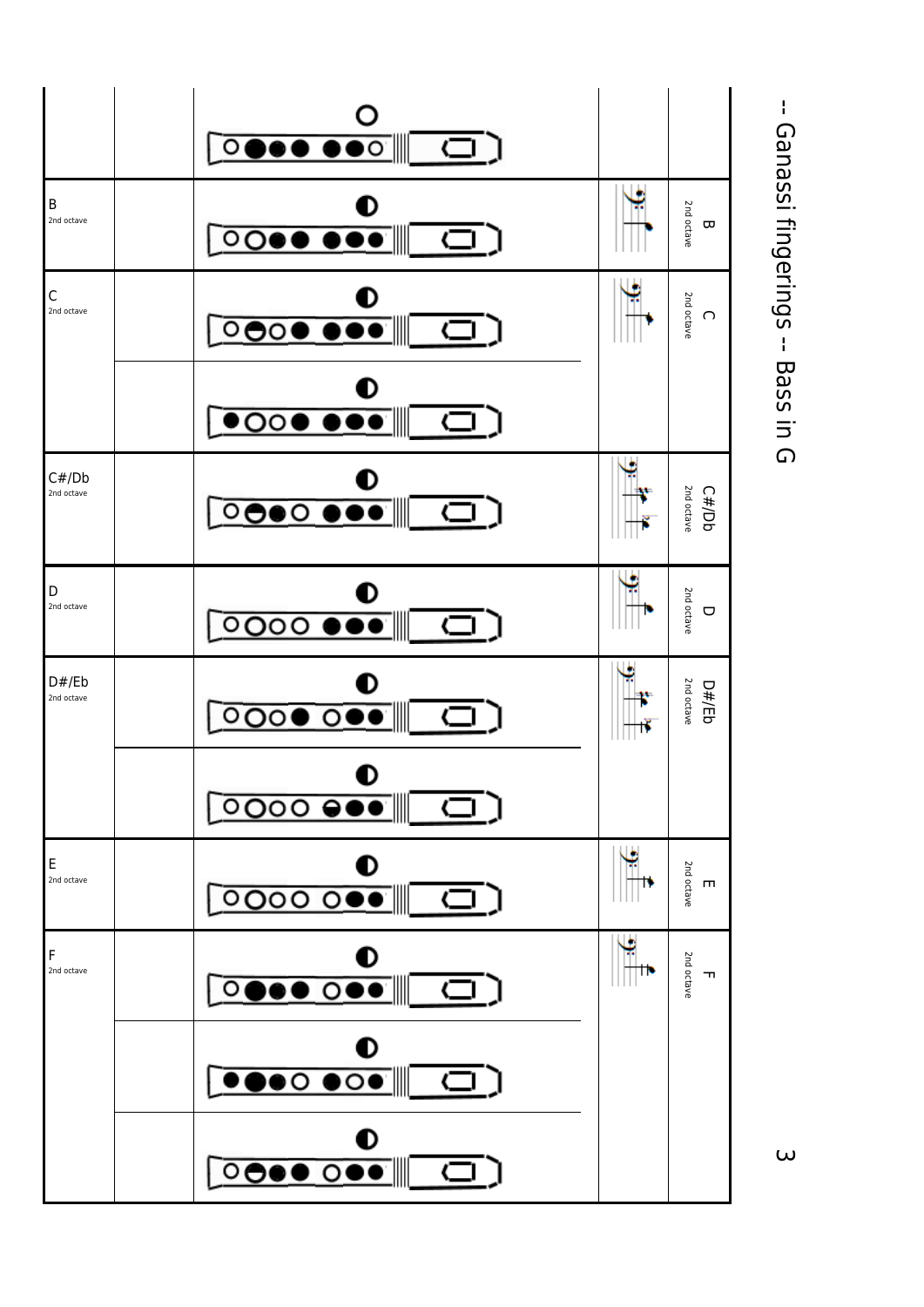## -- Ganassi fingerings -- Bass in G

| Note | | Fingering | | |
|---|---|---|---|---|
| | | | | |
| B 2nd octave | | | | B 2nd octave |
| C 2nd octave | | | | C 2nd octave |
| | | | | |
| C#/Db 2nd octave | | | | C#/Db 2nd octave |
| D 2nd octave | | | | D 2nd octave |
| D#/Eb 2nd octave | | | | D#/Eb 2nd octave |
| | | | | |
| E 2nd octave | | | | E 2nd octave |
| F 2nd octave | | | | F 2nd octave |
| | | | | |
| | | | | |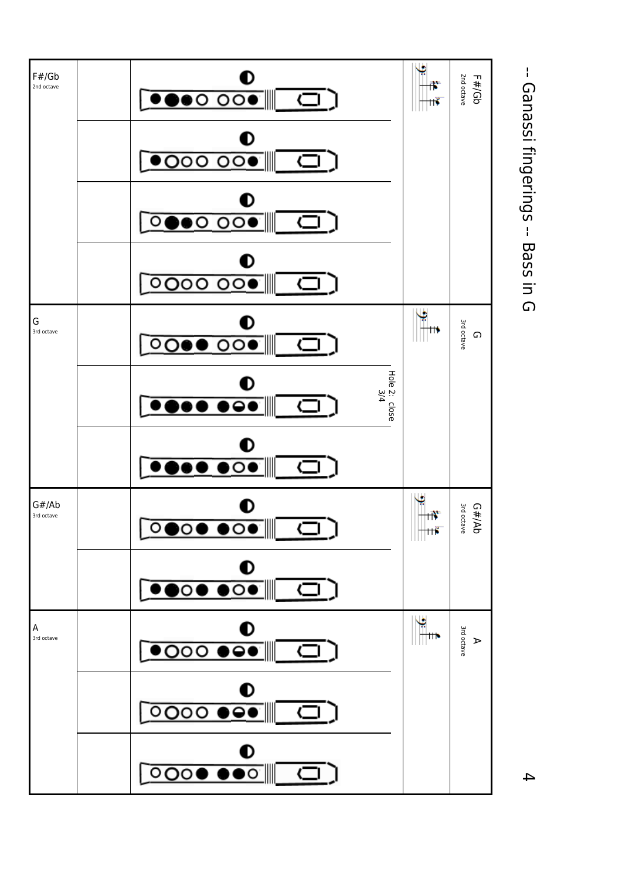# -- Ganassi fingerings -- Bass in G

| Note | | Fingering | Comment | Staff | Note |
|---|---|---|---|---|---|
| F#/Gb 2nd octave | | | | | F#/Gb 2nd octave |
| | | | | | |
| | | | | | |
| | | | | | |
| G 3rd octave | | | | | G 3rd octave |
| | | | Hole 2: close 3/4 | | |
| | | | | | |
| G#/Ab 3rd octave | | | | | G#/Ab 3rd octave |
| | | | | | |
| A 3rd octave | | | | | A 3rd octave |
| | | | | | |
| | | | | | |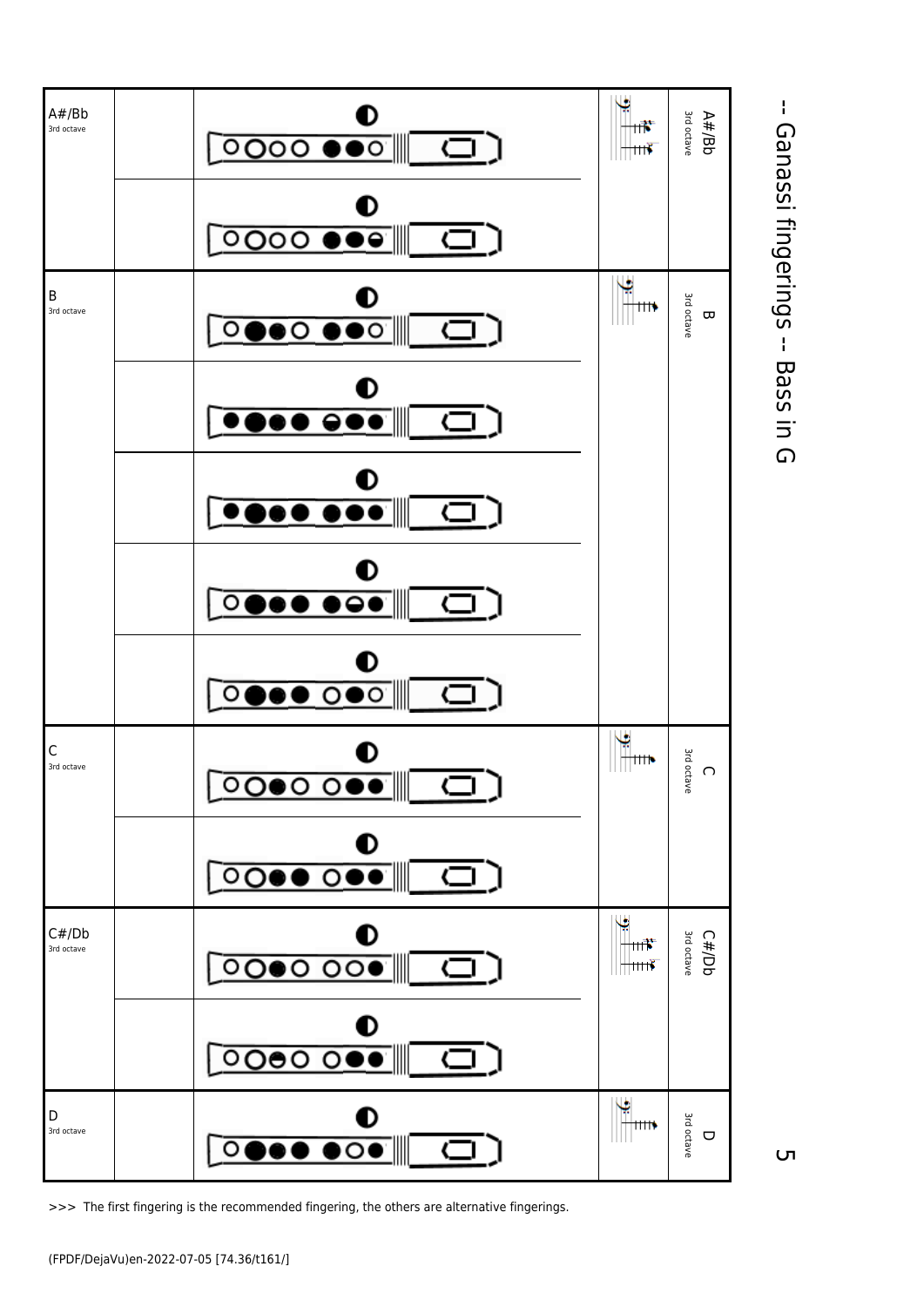| | | | | |
|---|---|---|---|---|
| A#/Bb<br>3rd octave | | | | A#/Bb<br>3rd octave |
| | | | | |
| B<br>3rd octave | | | | B<br>3rd octave |
| | | | | |
| | | | | |
| | | | | |
| | | | | |
| C<br>3rd octave | | | | C<br>3rd octave |
| | | | | |
| C#/Db<br>3rd octave | | | | C#/Db<br>3rd octave |
| | | | | |
| D<br>3rd octave | | | | D<br>3rd octave |

>>> The first fingering is the recommended fingering, the others are alternative fingerings.

(FPDF/DejaVu)en-2022-07-05 [74.36/t161/]